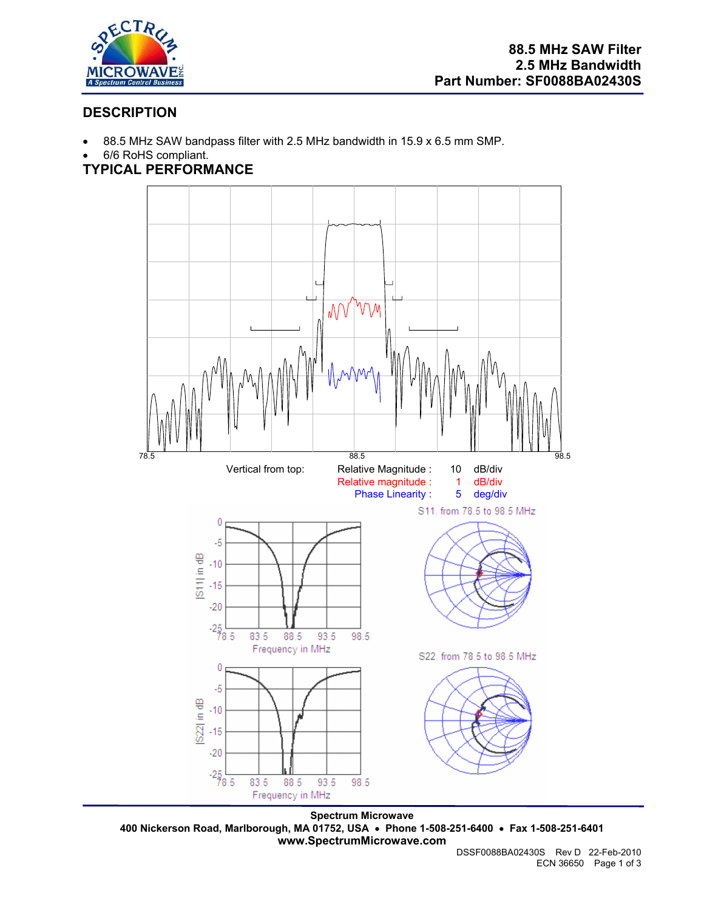**88.5 MHz SAW Filter**
**2.5 MHz Bandwidth**
**Part Number: SF0088BA02430S**

## DESCRIPTION

- 88.5 MHz SAW bandpass filter with 2.5 MHz bandwidth in 15.9 x 6.5 mm SMP.
- 6/6 RoHS compliant.

## TYPICAL PERFORMANCE

78.5 88.5 98.5

Vertical from top: Relative Magnitude : 10 dB/div
Relative magnitude : 1 dB/div
Phase Linearity : 5 deg/div

S11, from 78.5 to 98.5 MHz

S22, from 78.5 to 98.5 MHz

**Spectrum Microwave**
**400 Nickerson Road, Marlborough, MA 01752, USA • Phone 1-508-251-6400 • Fax 1-508-251-6401**
**www.SpectrumMicrowave.com**

DSSF0088BA02430S Rev D 22-Feb-2010
ECN 36650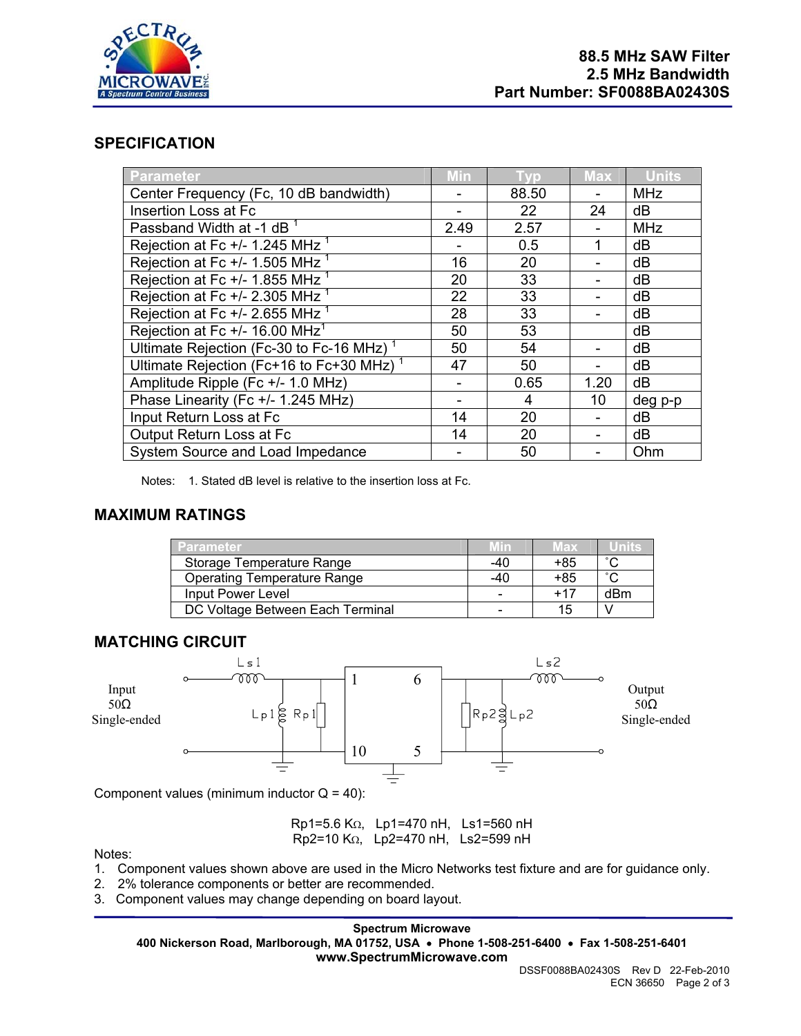**88.5 MHz SAW Filter**
**2.5 MHz Bandwidth**
**Part Number: SF0088BA02430S**

## SPECIFICATION

| Parameter | Min | Typ | Max | Units |
|---|---|---|---|---|
| Center Frequency (Fc, 10 dB bandwidth) | - | 88.50 | - | MHz |
| Insertion Loss at Fc | - | 22 | 24 | dB |
| Passband Width at -1 dB [1] | 2.49 | 2.57 | - | MHz |
| Rejection at Fc +/- 1.245 MHz [1] | - | 0.5 | 1 | dB |
| Rejection at Fc +/- 1.505 MHz [1] | 16 | 20 | - | dB |
| Rejection at Fc +/- 1.855 MHz [1] | 20 | 33 | - | dB |
| Rejection at Fc +/- 2.305 MHz [1] | 22 | 33 | - | dB |
| Rejection at Fc +/- 2.655 MHz [1] | 28 | 33 | - | dB |
| Rejection at Fc +/- 16.00 MHz[1] | 50 | 53 | | dB |
| Ultimate Rejection (Fc-30 to Fc-16 MHz) [1] | 50 | 54 | - | dB |
| Ultimate Rejection (Fc+16 to Fc+30 MHz) [1] | 47 | 50 | - | dB |
| Amplitude Ripple (Fc +/- 1.0 MHz) | - | 0.65 | 1.20 | dB |
| Phase Linearity (Fc +/- 1.245 MHz) | - | 4 | 10 | deg p-p |
| Input Return Loss at Fc | 14 | 20 | - | dB |
| Output Return Loss at Fc | 14 | 20 | - | dB |
| System Source and Load Impedance | - | 50 | - | Ohm |

Notes: 1. Stated dB level is relative to the insertion loss at Fc.

## MAXIMUM RATINGS

| Parameter | Min | Max | Units |
|---|---|---|---|
| Storage Temperature Range | -40 | +85 | ˚C |
| Operating Temperature Range | -40 | +85 | ˚C |
| Input Power Level | - | +17 | dBm |
| DC Voltage Between Each Terminal | - | 15 | V |

## MATCHING CIRCUIT

Input 50Ω Single-ended — Ls1 — Lp1, Rp1 — pins 1, 10 — [SAW] — pins 6, 5 — Rp2, Lp2 — Ls2 — Output 50Ω Single-ended

Component values (minimum inductor Q = 40):

Rp1=5.6 KΩ, Lp1=470 nH, Ls1=560 nH
Rp2=10 KΩ, Lp2=470 nH, Ls2=599 nH

Notes:
1. Component values shown above are used in the Micro Networks test fixture and are for guidance only.
2. 2% tolerance components or better are recommended.
3. Component values may change depending on board layout.

**Spectrum Microwave**
**400 Nickerson Road, Marlborough, MA 01752, USA • Phone 1-508-251-6400 • Fax 1-508-251-6401**
**www.SpectrumMicrowave.com**

DSSF0088BA02430S Rev D 22-Feb-2010
ECN 36650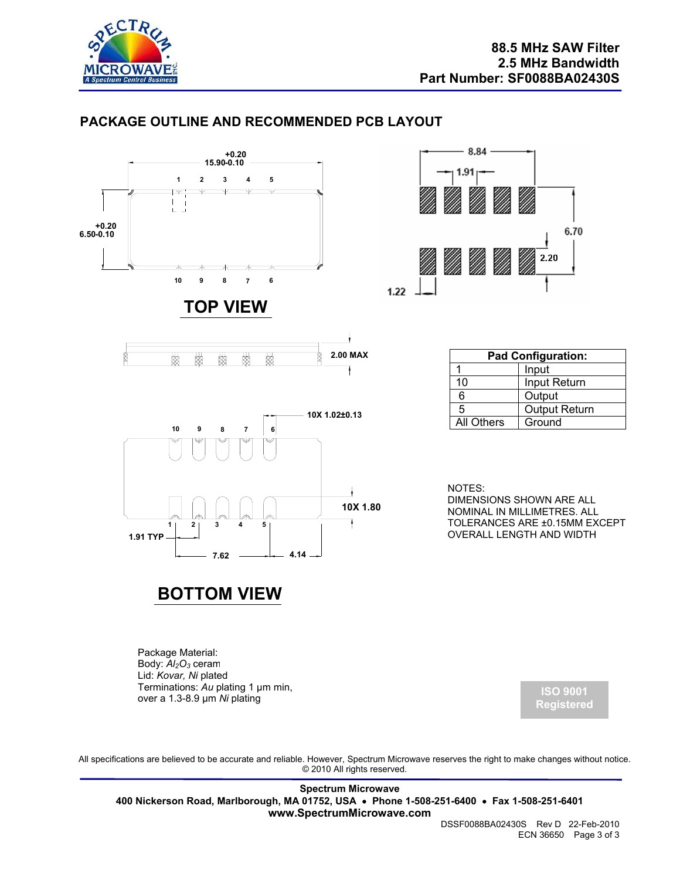## PACKAGE OUTLINE AND RECOMMENDED PCB LAYOUT

+0.20
15.90-0.10

1 2 3 4 5

+0.20
6.50-0.10

10 9 8 7 6

**TOP VIEW**

8.84
1.91
6.70
2.20
1.22

2.00 MAX

10X 1.02±0.13

10 9 8 7 6

10X 1.80

1 2 3 4 5

1.91 TYP
7.62
4.14

**BOTTOM VIEW**

| Pad Configuration: | |
|---|---|
| 1 | Input |
| 10 | Input Return |
| 6 | Output |
| 5 | Output Return |
| All Others | Ground |

NOTES:
DIMENSIONS SHOWN ARE ALL NOMINAL IN MILLIMETRES. ALL TOLERANCES ARE ±0.15MM EXCEPT OVERALL LENGTH AND WIDTH

Package Material:
Body: *$Al_2O_3$* ceram
Lid: *Kovar, Ni* plated
Terminations: *Au* plating 1 µm min, over a 1.3-8.9 µm *Ni* plating

ISO 9001 Registered

All specifications are believed to be accurate and reliable. However, Spectrum Microwave reserves the right to make changes without notice.
© 2010 All rights reserved.

**Spectrum Microwave**
**400 Nickerson Road, Marlborough, MA 01752, USA • Phone 1-508-251-6400 • Fax 1-508-251-6401**
**www.SpectrumMicrowave.com**

DSSF0088BA02430S Rev D 22-Feb-2010
ECN 36650